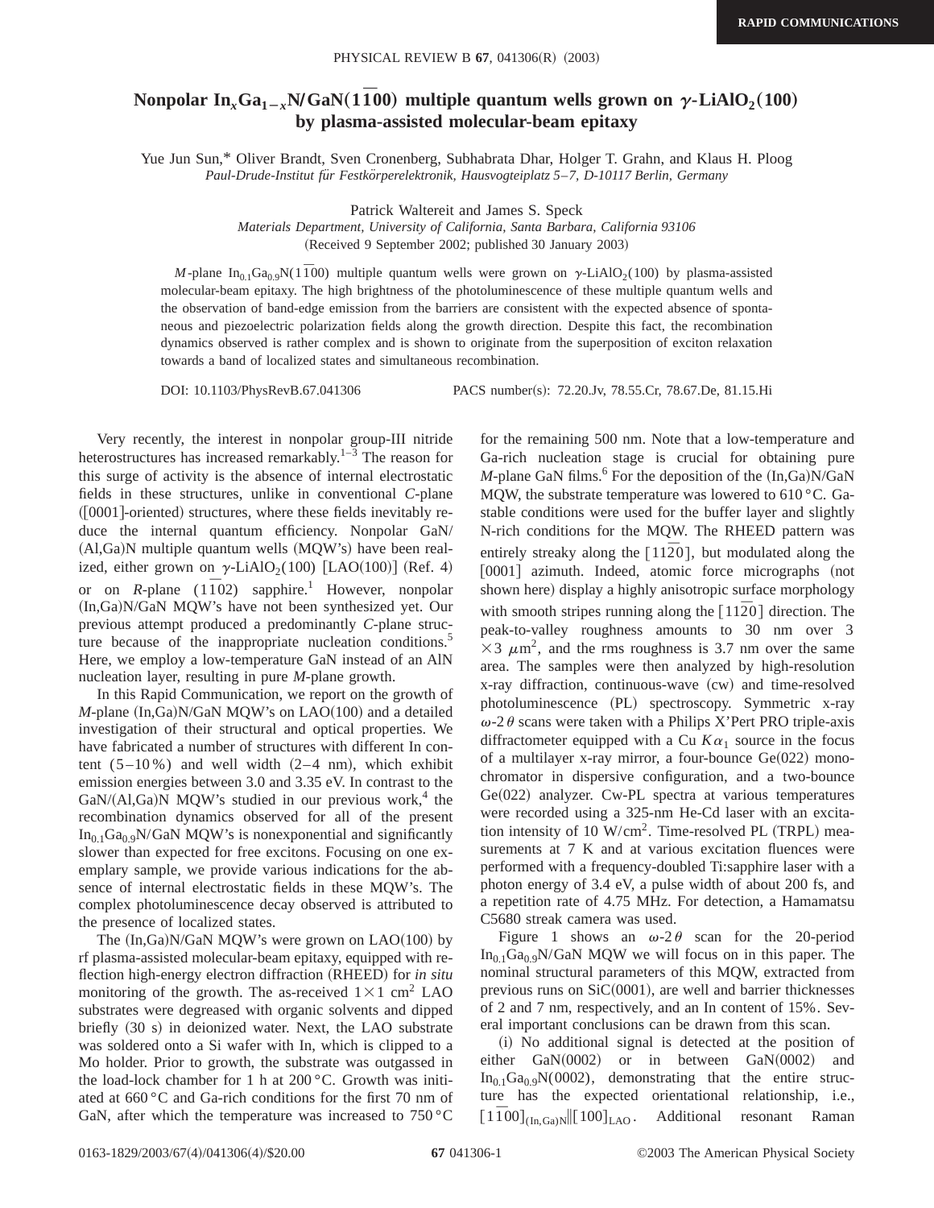RAPID COMMUNICATIONS

# Nonpolar $In_xGa_{1-x}N/GaN(1\bar{1}00)$ multiple quantum wells grown on $\gamma$-$LiAlO_2(100)$ by plasma-assisted molecular-beam epitaxy

Yue Jun Sun,* Oliver Brandt, Sven Cronenberg, Subhabrata Dhar, Holger T. Grahn, and Klaus H. Ploog

*Paul-Drude-Institut für Festkörperelektronik, Hausvogteiplatz 5–7, D-10117 Berlin, Germany*

Patrick Waltereit and James S. Speck

*Materials Department, University of California, Santa Barbara, California 93106*

(Received 9 September 2002; published 30 January 2003)

*M*-plane $In_{0.1}Ga_{0.9}N(1\bar{1}00)$ multiple quantum wells were grown on $\gamma$-$LiAlO_2(100)$ by plasma-assisted molecular-beam epitaxy. The high brightness of the photoluminescence of these multiple quantum wells and the observation of band-edge emission from the barriers are consistent with the expected absence of spontaneous and piezoelectric polarization fields along the growth direction. Despite this fact, the recombination dynamics observed is rather complex and is shown to originate from the superposition of exciton relaxation towards a band of localized states and simultaneous recombination.

DOI: 10.1103/PhysRevB.67.041306 PACS number(s): 72.20.Jv, 78.55.Cr, 78.67.De, 81.15.Hi

Very recently, the interest in nonpolar group-III nitride heterostructures has increased remarkably.[1–3] The reason for this surge of activity is the absence of internal electrostatic fields in these structures, unlike in conventional *C*-plane ([0001]-oriented) structures, where these fields inevitably reduce the internal quantum efficiency. Nonpolar GaN/(Al,Ga)N multiple quantum wells (MQW's) have been realized, either grown on $\gamma$-$LiAlO_2(100)$ [LAO(100)] (Ref. 4) or on *R*-plane $(1\bar{1}02)$ sapphire.[1] However, nonpolar (In,Ga)N/GaN MQW's have not been synthesized yet. Our previous attempt produced a predominantly *C*-plane structure because of the inappropriate nucleation conditions.[5] Here, we employ a low-temperature GaN instead of an AlN nucleation layer, resulting in pure *M*-plane growth.

In this Rapid Communication, we report on the growth of *M*-plane (In,Ga)N/GaN MQW's on LAO(100) and a detailed investigation of their structural and optical properties. We have fabricated a number of structures with different In content (5–10 %) and well width (2–4 nm), which exhibit emission energies between 3.0 and 3.35 eV. In contrast to the GaN/(Al,Ga)N MQW's studied in our previous work,[4] the recombination dynamics observed for all of the present $In_{0.1}Ga_{0.9}N/GaN$ MQW's is nonexponential and significantly slower than expected for free excitons. Focusing on one exemplary sample, we provide various indications for the absence of internal electrostatic fields in these MQW's. The complex photoluminescence decay observed is attributed to the presence of localized states.

The (In,Ga)N/GaN MQW's were grown on LAO(100) by rf plasma-assisted molecular-beam epitaxy, equipped with reflection high-energy electron diffraction (RHEED) for *in situ* monitoring of the growth. The as-received $1\times1$ $cm^2$ LAO substrates were degreased with organic solvents and dipped briefly (30 s) in deionized water. Next, the LAO substrate was soldered onto a Si wafer with In, which is clipped to a Mo holder. Prior to growth, the substrate was outgassed in the load-lock chamber for 1 h at 200 °C. Growth was initiated at 660 °C and Ga-rich conditions for the first 70 nm of GaN, after which the temperature was increased to 750 °C for the remaining 500 nm. Note that a low-temperature and Ga-rich nucleation stage is crucial for obtaining pure *M*-plane GaN films.[6] For the deposition of the (In,Ga)N/GaN MQW, the substrate temperature was lowered to 610 °C. Ga-stable conditions were used for the buffer layer and slightly N-rich conditions for the MQW. The RHEED pattern was entirely streaky along the $[11\bar{2}0]$, but modulated along the [0001] azimuth. Indeed, atomic force micrographs (not shown here) display a highly anisotropic surface morphology with smooth stripes running along the $[11\bar{2}0]$ direction. The peak-to-valley roughness amounts to 30 nm over $3\times3$ $\mu m^2$, and the rms roughness is 3.7 nm over the same area. The samples were then analyzed by high-resolution x-ray diffraction, continuous-wave (cw) and time-resolved photoluminescence (PL) spectroscopy. Symmetric x-ray $\omega$-$2\theta$ scans were taken with a Philips X'Pert PRO triple-axis diffractometer equipped with a Cu $K\alpha_1$ source in the focus of a multilayer x-ray mirror, a four-bounce Ge(022) monochromator in dispersive configuration, and a two-bounce Ge(022) analyzer. Cw-PL spectra at various temperatures were recorded using a 325-nm He-Cd laser with an excitation intensity of 10 W/$cm^2$. Time-resolved PL (TRPL) measurements at 7 K and at various excitation fluences were performed with a frequency-doubled Ti:sapphire laser with a photon energy of 3.4 eV, a pulse width of about 200 fs, and a repetition rate of 4.75 MHz. For detection, a Hamamatsu C5680 streak camera was used.

Figure 1 shows an $\omega$-$2\theta$ scan for the 20-period $In_{0.1}Ga_{0.9}N/GaN$ MQW we will focus on in this paper. The nominal structural parameters of this MQW, extracted from previous runs on SiC(0001), are well and barrier thicknesses of 2 and 7 nm, respectively, and an In content of 15%. Several important conclusions can be drawn from this scan.

(i) No additional signal is detected at the position of either GaN(0002) or in between GaN(0002) and $In_{0.1}Ga_{0.9}N(0002)$, demonstrating that the entire structure has the expected orientational relationship, i.e., $[1\bar{1}00]_{(In,Ga)N} \| [100]_{LAO}$. Additional resonant Raman

0163-1829/2003/67(4)/041306(4)/$20.00 ©2003 The American Physical Society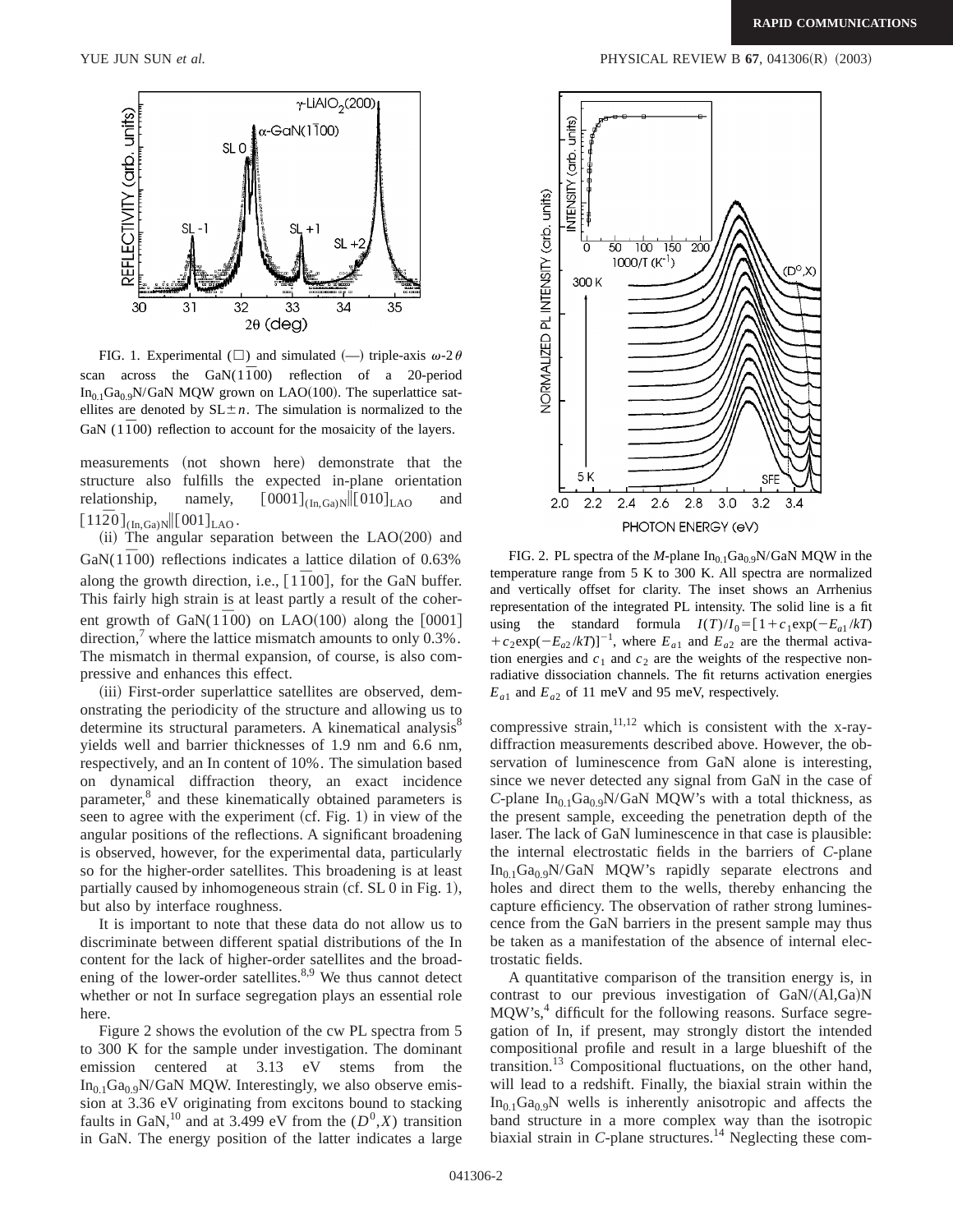FIG. 1. Experimental (□) and simulated (—) triple-axis $\omega$-$2\theta$ scan across the GaN($1\bar{1}00$) reflection of a 20-period $In_{0.1}Ga_{0.9}N$/GaN MQW grown on LAO(100). The superlattice satellites are denoted by SL$\pm n$. The simulation is normalized to the GaN ($1\bar{1}00$) reflection to account for the mosaicity of the layers.

measurements (not shown here) demonstrate that the structure also fulfills the expected in-plane orientation relationship, namely, $[0001]_{(In,Ga)N} \| [010]_{LAO}$ and $[11\bar{2}0]_{(In,Ga)N} \| [001]_{LAO}$.

(ii) The angular separation between the LAO(200) and GaN($1\bar{1}00$) reflections indicates a lattice dilation of 0.63% along the growth direction, i.e., $[1\bar{1}00]$, for the GaN buffer. This fairly high strain is at least partly a result of the coherent growth of GaN($1\bar{1}00$) on LAO(100) along the [0001] direction,[7] where the lattice mismatch amounts to only 0.3%. The mismatch in thermal expansion, of course, is also compressive and enhances this effect.

(iii) First-order superlattice satellites are observed, demonstrating the periodicity of the structure and allowing us to determine its structural parameters. A kinematical analysis[8] yields well and barrier thicknesses of 1.9 nm and 6.6 nm, respectively, and an In content of 10%. The simulation based on dynamical diffraction theory, an exact incidence parameter,[8] and these kinematically obtained parameters is seen to agree with the experiment (cf. Fig. 1) in view of the angular positions of the reflections. A significant broadening is observed, however, for the experimental data, particularly so for the higher-order satellites. This broadening is at least partially caused by inhomogeneous strain (cf. SL 0 in Fig. 1), but also by interface roughness.

It is important to note that these data do not allow us to discriminate between different spatial distributions of the In content for the lack of higher-order satellites and the broadening of the lower-order satellites.[8,9] We thus cannot detect whether or not In surface segregation plays an essential role here.

Figure 2 shows the evolution of the cw PL spectra from 5 to 300 K for the sample under investigation. The dominant emission centered at 3.13 eV stems from the $In_{0.1}Ga_{0.9}N$/GaN MQW. Interestingly, we also observe emission at 3.36 eV originating from excitons bound to stacking faults in GaN,[10] and at 3.499 eV from the $(D^0,X)$ transition in GaN. The energy position of the latter indicates a large compressive strain,[11,12] which is consistent with the x-ray-diffraction measurements described above. However, the observation of luminescence from GaN alone is interesting, since we never detected any signal from GaN in the case of *C*-plane $In_{0.1}Ga_{0.9}N$/GaN MQW's with a total thickness, as the present sample, exceeding the penetration depth of the laser. The lack of GaN luminescence in that case is plausible: the internal electrostatic fields in the barriers of *C*-plane $In_{0.1}Ga_{0.9}N$/GaN MQW's rapidly separate electrons and holes and direct them to the wells, thereby enhancing the capture efficiency. The observation of rather strong luminescence from the GaN barriers in the present sample may thus be taken as a manifestation of the absence of internal electrostatic fields.

FIG. 2. PL spectra of the *M*-plane $In_{0.1}Ga_{0.9}N$/GaN MQW in the temperature range from 5 K to 300 K. All spectra are normalized and vertically offset for clarity. The inset shows an Arrhenius representation of the integrated PL intensity. The solid line is a fit using the standard formula $I(T)/I_0=[1+c_1\exp(-E_{a1}/kT)+c_2\exp(-E_{a2}/kT)]^{-1}$, where $E_{a1}$ and $E_{a2}$ are the thermal activation energies and $c_1$ and $c_2$ are the weights of the respective nonradiative dissociation channels. The fit returns activation energies $E_{a1}$ and $E_{a2}$ of 11 meV and 95 meV, respectively.

A quantitative comparison of the transition energy is, in contrast to our previous investigation of GaN/(Al,Ga)N MQW's,[4] difficult for the following reasons. Surface segregation of In, if present, may strongly distort the intended compositional profile and result in a large blueshift of the transition.[13] Compositional fluctuations, on the other hand, will lead to a redshift. Finally, the biaxial strain within the $In_{0.1}Ga_{0.9}N$ wells is inherently anisotropic and affects the band structure in a more complex way than the isotropic biaxial strain in *C*-plane structures.[14] Neglecting these com-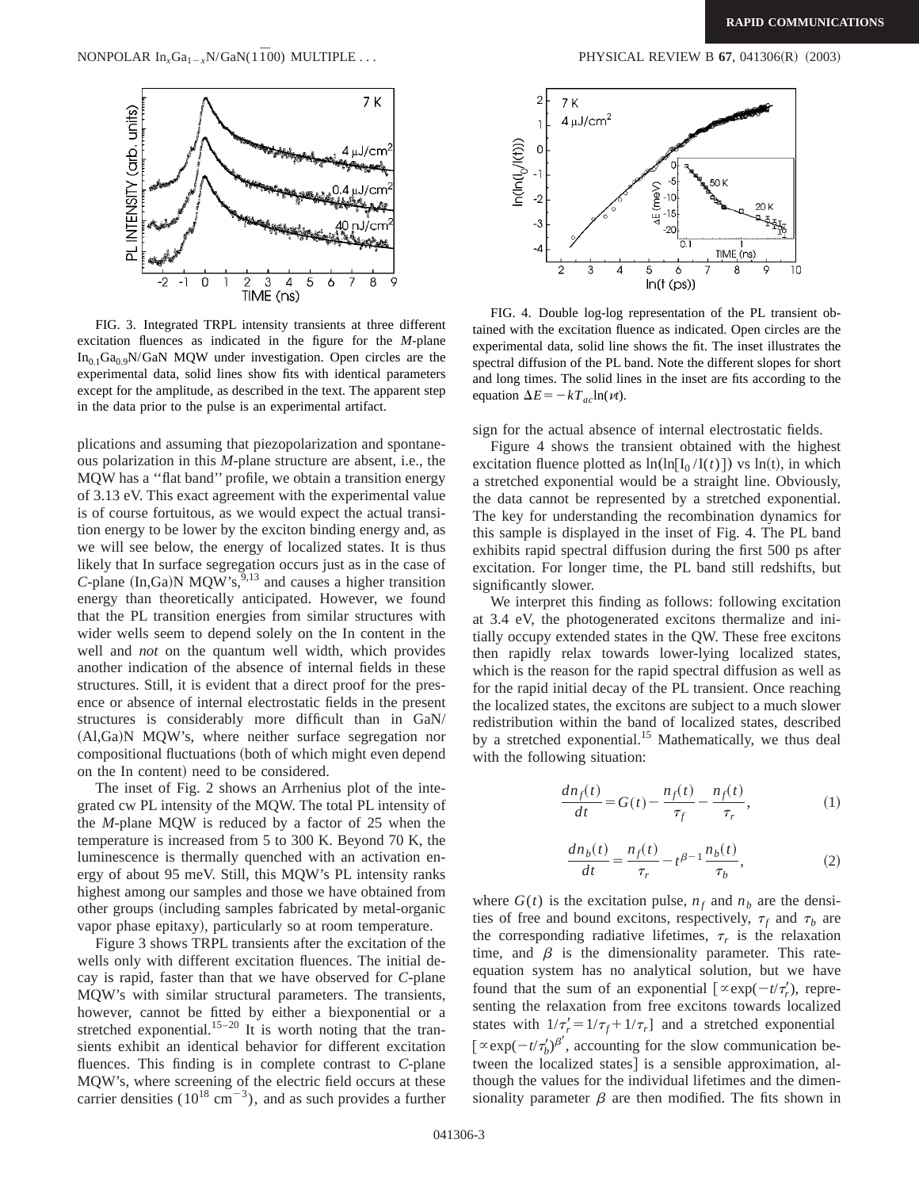FIG. 3. Integrated TRPL intensity transients at three different excitation fluences as indicated in the figure for the *M*-plane $In_{0.1}Ga_{0.9}N$/GaN MQW under investigation. Open circles are the experimental data, solid lines show fits with identical parameters except for the amplitude, as described in the text. The apparent step in the data prior to the pulse is an experimental artifact.

plications and assuming that piezopolarization and spontaneous polarization in this *M*-plane structure are absent, i.e., the MQW has a ''flat band'' profile, we obtain a transition energy of 3.13 eV. This exact agreement with the experimental value is of course fortuitous, as we would expect the actual transition energy to be lower by the exciton binding energy and, as we will see below, the energy of localized states. It is thus likely that In surface segregation occurs just as in the case of *C*-plane (In,Ga)N MQW's,[9,13] and causes a higher transition energy than theoretically anticipated. However, we found that the PL transition energies from similar structures with wider wells seem to depend solely on the In content in the well and *not* on the quantum well width, which provides another indication of the absence of internal fields in these structures. Still, it is evident that a direct proof for the presence or absence of internal electrostatic fields in the present structures is considerably more difficult than in GaN/(Al,Ga)N MQW's, where neither surface segregation nor compositional fluctuations (both of which might even depend on the In content) need to be considered.

The inset of Fig. 2 shows an Arrhenius plot of the integrated cw PL intensity of the MQW. The total PL intensity of the *M*-plane MQW is reduced by a factor of 25 when the temperature is increased from 5 to 300 K. Beyond 70 K, the luminescence is thermally quenched with an activation energy of about 95 meV. Still, this MQW's PL intensity ranks highest among our samples and those we have obtained from other groups (including samples fabricated by metal-organic vapor phase epitaxy), particularly so at room temperature.

Figure 3 shows TRPL transients after the excitation of the wells only with different excitation fluences. The initial decay is rapid, faster than that we have observed for *C*-plane MQW's with similar structural parameters. The transients, however, cannot be fitted by either a biexponential or a stretched exponential.[15–20] It is worth noting that the transients exhibit an identical behavior for different excitation fluences. This finding is in complete contrast to *C*-plane MQW's, where screening of the electric field occurs at these carrier densities ($10^{18}$ cm$^{-3}$), and as such provides a further

FIG. 4. Double log-log representation of the PL transient obtained with the excitation fluence as indicated. Open circles are the experimental data, solid line shows the fit. The inset illustrates the spectral diffusion of the PL band. Note the different slopes for short and long times. The solid lines in the inset are fits according to the equation $\Delta E = -kT_{ac}\ln(\nu t)$.

sign for the actual absence of internal electrostatic fields.

Figure 4 shows the transient obtained with the highest excitation fluence plotted as $\ln(\ln[I_0/I(t)])$ vs $\ln(t)$, in which a stretched exponential would be a straight line. Obviously, the data cannot be represented by a stretched exponential. The key for understanding the recombination dynamics for this sample is displayed in the inset of Fig. 4. The PL band exhibits rapid spectral diffusion during the first 500 ps after excitation. For longer time, the PL band still redshifts, but significantly slower.

We interpret this finding as follows: following excitation at 3.4 eV, the photogenerated excitons thermalize and initially occupy extended states in the QW. These free excitons then rapidly relax towards lower-lying localized states, which is the reason for the rapid spectral diffusion as well as for the rapid initial decay of the PL transient. Once reaching the localized states, the excitons are subject to a much slower redistribution within the band of localized states, described by a stretched exponential.[15] Mathematically, we thus deal with the following situation:

$$\frac{dn_f(t)}{dt} = G(t) - \frac{n_f(t)}{\tau_f} - \frac{n_f(t)}{\tau_r}, \tag{1}$$

$$\frac{dn_b(t)}{dt} = \frac{n_f(t)}{\tau_r} - t^{\beta-1}\frac{n_b(t)}{\tau_b}, \tag{2}$$

where $G(t)$ is the excitation pulse, $n_f$ and $n_b$ are the densities of free and bound excitons, respectively, $\tau_f$ and $\tau_b$ are the corresponding radiative lifetimes, $\tau_r$ is the relaxation time, and $\beta$ is the dimensionality parameter. This rate-equation system has no analytical solution, but we have found that the sum of an exponential [$\propto \exp(-t/\tau_r')$, representing the relaxation from free excitons towards localized states with $1/\tau_r' = 1/\tau_f + 1/\tau_r$] and a stretched exponential [$\propto \exp(-t/\tau_b')^{\beta'}$, accounting for the slow communication between the localized states] is a sensible approximation, although the values for the individual lifetimes and the dimensionality parameter $\beta$ are then modified. The fits shown in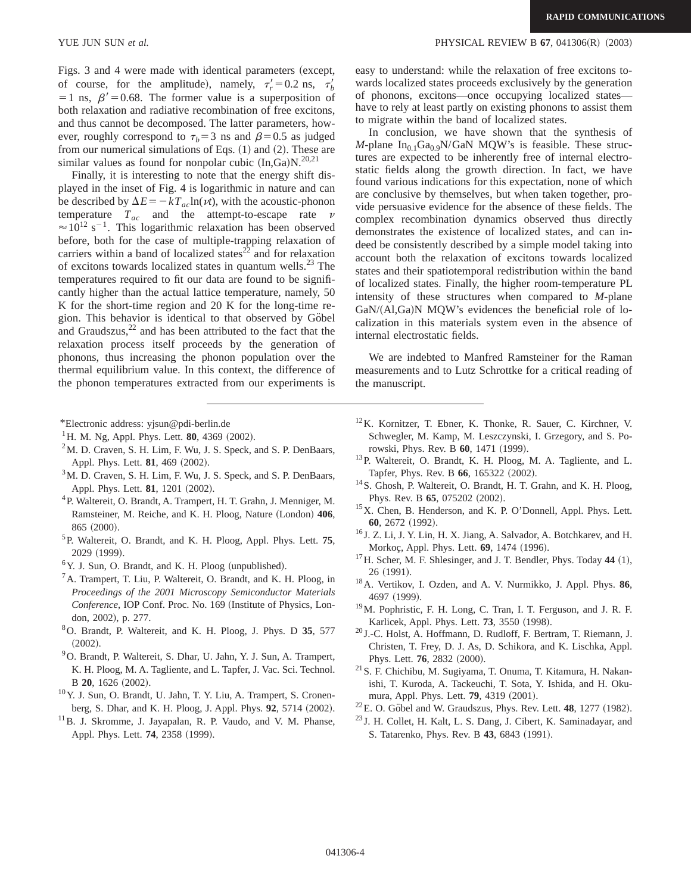Figs. 3 and 4 were made with identical parameters (except, of course, for the amplitude), namely, $\tau_r' = 0.2$ ns, $\tau_b' = 1$ ns, $\beta' = 0.68$. The former value is a superposition of both relaxation and radiative recombination of free excitons, and thus cannot be decomposed. The latter parameters, however, roughly correspond to $\tau_b = 3$ ns and $\beta = 0.5$ as judged from our numerical simulations of Eqs. (1) and (2). These are similar values as found for nonpolar cubic (In,Ga)N.[20,21]

Finally, it is interesting to note that the energy shift displayed in the inset of Fig. 4 is logarithmic in nature and can be described by $\Delta E = -kT_{ac}\ln(\nu t)$, with the acoustic-phonon temperature $T_{ac}$ and the attempt-to-escape rate $\nu \approx 10^{12}\ \mathrm{s}^{-1}$. This logarithmic relaxation has been observed before, both for the case of multiple-trapping relaxation of carriers within a band of localized states[22] and for relaxation of excitons towards localized states in quantum wells.[23] The temperatures required to fit our data are found to be significantly higher than the actual lattice temperature, namely, 50 K for the short-time region and 20 K for the long-time region. This behavior is identical to that observed by Göbel and Graudszus,[22] and has been attributed to the fact that the relaxation process itself proceeds by the generation of phonons, thus increasing the phonon population over the thermal equilibrium value. In this context, the difference of the phonon temperatures extracted from our experiments is easy to understand: while the relaxation of free excitons towards localized states proceeds exclusively by the generation of phonons, excitons—once occupying localized states—have to rely at least partly on existing phonons to assist them to migrate within the band of localized states.

In conclusion, we have shown that the synthesis of *M*-plane $\mathrm{In_{0.1}Ga_{0.9}N/GaN}$ MQW's is feasible. These structures are expected to be inherently free of internal electrostatic fields along the growth direction. In fact, we have found various indications for this expectation, none of which are conclusive by themselves, but when taken together, provide persuasive evidence for the absence of these fields. The complex recombination dynamics observed thus directly demonstrates the existence of localized states, and can indeed be consistently described by a simple model taking into account both the relaxation of excitons towards localized states and their spatiotemporal redistribution within the band of localized states. Finally, the higher room-temperature PL intensity of these structures when compared to *M*-plane GaN/(Al,Ga)N MQW's evidences the beneficial role of localization in this materials system even in the absence of internal electrostatic fields.

We are indebted to Manfred Ramsteiner for the Raman measurements and to Lutz Schrottke for a critical reading of the manuscript.

---

*Electronic address: yjsun@pdi-berlin.de

[1] H. M. Ng, Appl. Phys. Lett. **80**, 4369 (2002).

[2] M. D. Craven, S. H. Lim, F. Wu, J. S. Speck, and S. P. DenBaars, Appl. Phys. Lett. **81**, 469 (2002).

[3] M. D. Craven, S. H. Lim, F. Wu, J. S. Speck, and S. P. DenBaars, Appl. Phys. Lett. **81**, 1201 (2002).

[4] P. Waltereit, O. Brandt, A. Trampert, H. T. Grahn, J. Menniger, M. Ramsteiner, M. Reiche, and K. H. Ploog, Nature (London) **406**, 865 (2000).

[5] P. Waltereit, O. Brandt, and K. H. Ploog, Appl. Phys. Lett. **75**, 2029 (1999).

[6] Y. J. Sun, O. Brandt, and K. H. Ploog (unpublished).

[7] A. Trampert, T. Liu, P. Waltereit, O. Brandt, and K. H. Ploog, in *Proceedings of the 2001 Microscopy Semiconductor Materials Conference*, IOP Conf. Proc. No. 169 (Institute of Physics, London, 2002), p. 277.

[8] O. Brandt, P. Waltereit, and K. H. Ploog, J. Phys. D **35**, 577 (2002).

[9] O. Brandt, P. Waltereit, S. Dhar, U. Jahn, Y. J. Sun, A. Trampert, K. H. Ploog, M. A. Tagliente, and L. Tapfer, J. Vac. Sci. Technol. B **20**, 1626 (2002).

[10] Y. J. Sun, O. Brandt, U. Jahn, T. Y. Liu, A. Trampert, S. Cronenberg, S. Dhar, and K. H. Ploog, J. Appl. Phys. **92**, 5714 (2002).

[11] B. J. Skromme, J. Jayapalan, R. P. Vaudo, and V. M. Phanse, Appl. Phys. Lett. **74**, 2358 (1999).

[12] K. Kornitzer, T. Ebner, K. Thonke, R. Sauer, C. Kirchner, V. Schwegler, M. Kamp, M. Leszczynski, I. Grzegory, and S. Porowski, Phys. Rev. B **60**, 1471 (1999).

[13] P. Waltereit, O. Brandt, K. H. Ploog, M. A. Tagliente, and L. Tapfer, Phys. Rev. B **66**, 165322 (2002).

[14] S. Ghosh, P. Waltereit, O. Brandt, H. T. Grahn, and K. H. Ploog, Phys. Rev. B **65**, 075202 (2002).

[15] X. Chen, B. Henderson, and K. P. O'Donnell, Appl. Phys. Lett. **60**, 2672 (1992).

[16] J. Z. Li, J. Y. Lin, H. X. Jiang, A. Salvador, A. Botchkarev, and H. Morkoç, Appl. Phys. Lett. **69**, 1474 (1996).

[17] H. Scher, M. F. Shlesinger, and J. T. Bendler, Phys. Today **44** (1), 26 (1991).

[18] A. Vertikov, I. Ozden, and A. V. Nurmikko, J. Appl. Phys. **86**, 4697 (1999).

[19] M. Pophristic, F. H. Long, C. Tran, I. T. Ferguson, and J. R. F. Karlicek, Appl. Phys. Lett. **73**, 3550 (1998).

[20] J.-C. Holst, A. Hoffmann, D. Rudloff, F. Bertram, T. Riemann, J. Christen, T. Frey, D. J. As, D. Schikora, and K. Lischka, Appl. Phys. Lett. **76**, 2832 (2000).

[21] S. F. Chichibu, M. Sugiyama, T. Onuma, T. Kitamura, H. Nakanishi, T. Kuroda, A. Tackeuchi, T. Sota, Y. Ishida, and H. Okumura, Appl. Phys. Lett. **79**, 4319 (2001).

[22] E. O. Göbel and W. Graudszus, Phys. Rev. Lett. **48**, 1277 (1982).

[23] J. H. Collet, H. Kalt, L. S. Dang, J. Cibert, K. Saminadayar, and S. Tatarenko, Phys. Rev. B **43**, 6843 (1991).